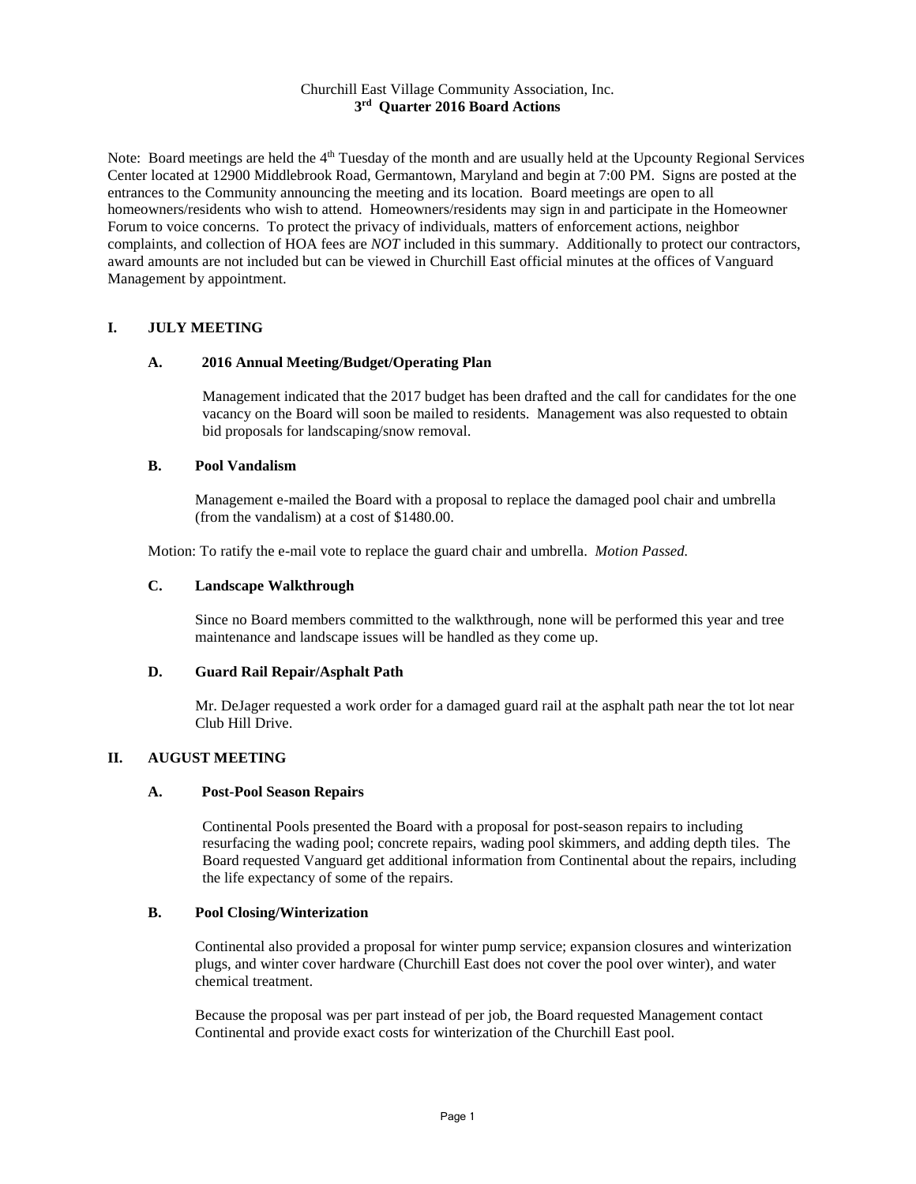Churchill East Village Community Association, Inc.

**3rd Quarter 2016 Board Actions**

Note: Board meetings are held the 4th Tuesday of the month and are usually held at the Upcounty Regional Services Center located at 12900 Middlebrook Road, Germantown, Maryland and begin at 7:00 PM. Signs are posted at the entrances to the Community announcing the meeting and its location. Board meetings are open to all homeowners/residents who wish to attend. Homeowners/residents may sign in and participate in the Homeowner Forum to voice concerns. To protect the privacy of individuals, matters of enforcement actions, neighbor complaints, and collection of HOA fees are *NOT* included in this summary. Additionally to protect our contractors, award amounts are not included but can be viewed in Churchill East official minutes at the offices of Vanguard Management by appointment.

## I. JULY MEETING

### A. 2016 Annual Meeting/Budget/Operating Plan

Management indicated that the 2017 budget has been drafted and the call for candidates for the one vacancy on the Board will soon be mailed to residents. Management was also requested to obtain bid proposals for landscaping/snow removal.

### B. Pool Vandalism

Management e-mailed the Board with a proposal to replace the damaged pool chair and umbrella (from the vandalism) at a cost of $1480.00.

Motion: To ratify the e-mail vote to replace the guard chair and umbrella. *Motion Passed.*

### C. Landscape Walkthrough

Since no Board members committed to the walkthrough, none will be performed this year and tree maintenance and landscape issues will be handled as they come up.

### D. Guard Rail Repair/Asphalt Path

Mr. DeJager requested a work order for a damaged guard rail at the asphalt path near the tot lot near Club Hill Drive.

## II. AUGUST MEETING

### A. Post-Pool Season Repairs

Continental Pools presented the Board with a proposal for post-season repairs to including resurfacing the wading pool; concrete repairs, wading pool skimmers, and adding depth tiles. The Board requested Vanguard get additional information from Continental about the repairs, including the life expectancy of some of the repairs.

### B. Pool Closing/Winterization

Continental also provided a proposal for winter pump service; expansion closures and winterization plugs, and winter cover hardware (Churchill East does not cover the pool over winter), and water chemical treatment.

Because the proposal was per part instead of per job, the Board requested Management contact Continental and provide exact costs for winterization of the Churchill East pool.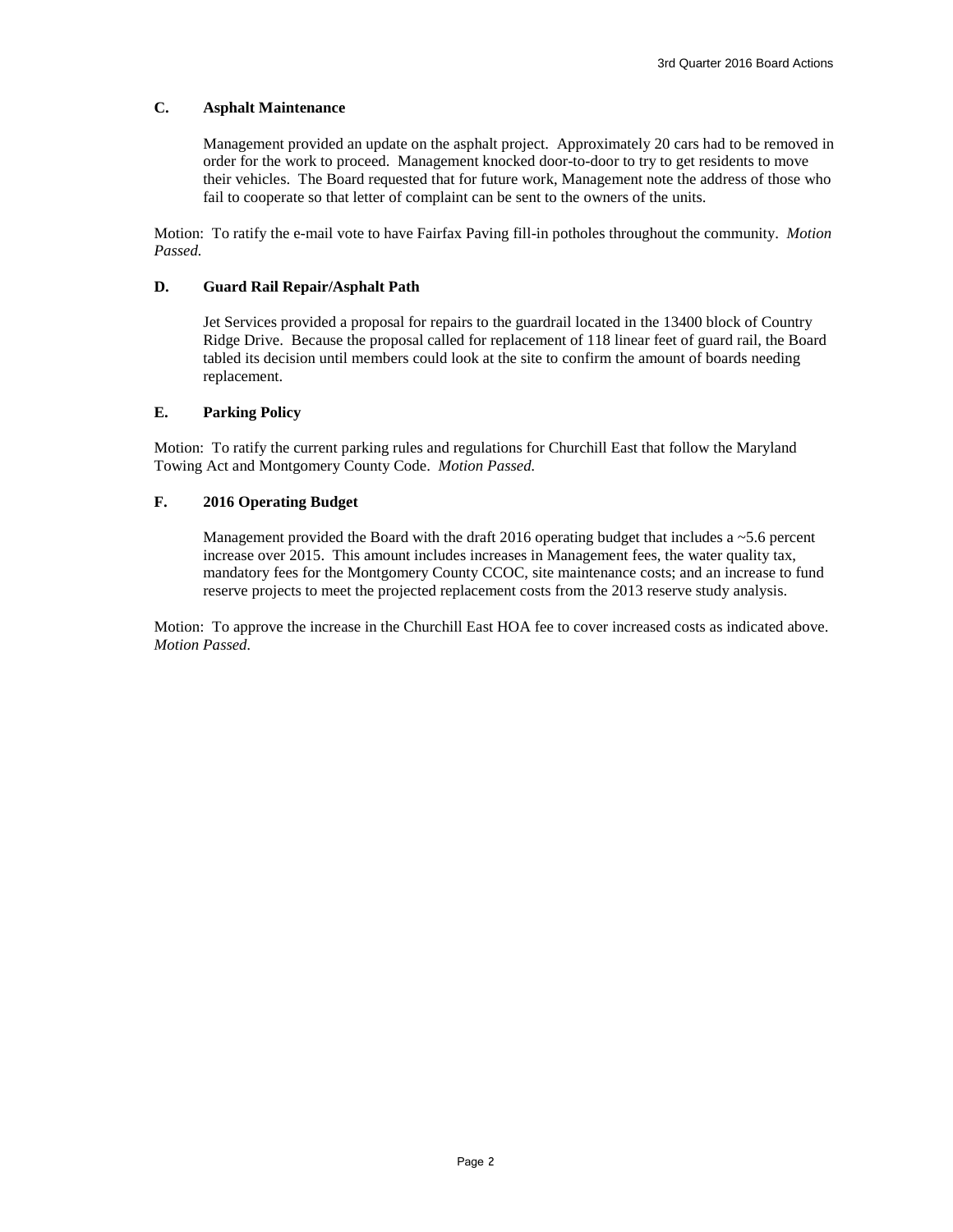### C. Asphalt Maintenance

Management provided an update on the asphalt project. Approximately 20 cars had to be removed in order for the work to proceed. Management knocked door-to-door to try to get residents to move their vehicles. The Board requested that for future work, Management note the address of those who fail to cooperate so that letter of complaint can be sent to the owners of the units.

Motion: To ratify the e-mail vote to have Fairfax Paving fill-in potholes throughout the community. *Motion Passed.*

### D. Guard Rail Repair/Asphalt Path

Jet Services provided a proposal for repairs to the guardrail located in the 13400 block of Country Ridge Drive. Because the proposal called for replacement of 118 linear feet of guard rail, the Board tabled its decision until members could look at the site to confirm the amount of boards needing replacement.

### E. Parking Policy

Motion: To ratify the current parking rules and regulations for Churchill East that follow the Maryland Towing Act and Montgomery County Code. *Motion Passed.*

### F. 2016 Operating Budget

Management provided the Board with the draft 2016 operating budget that includes a ~5.6 percent increase over 2015. This amount includes increases in Management fees, the water quality tax, mandatory fees for the Montgomery County CCOC, site maintenance costs; and an increase to fund reserve projects to meet the projected replacement costs from the 2013 reserve study analysis.

Motion: To approve the increase in the Churchill East HOA fee to cover increased costs as indicated above. *Motion Passed.*